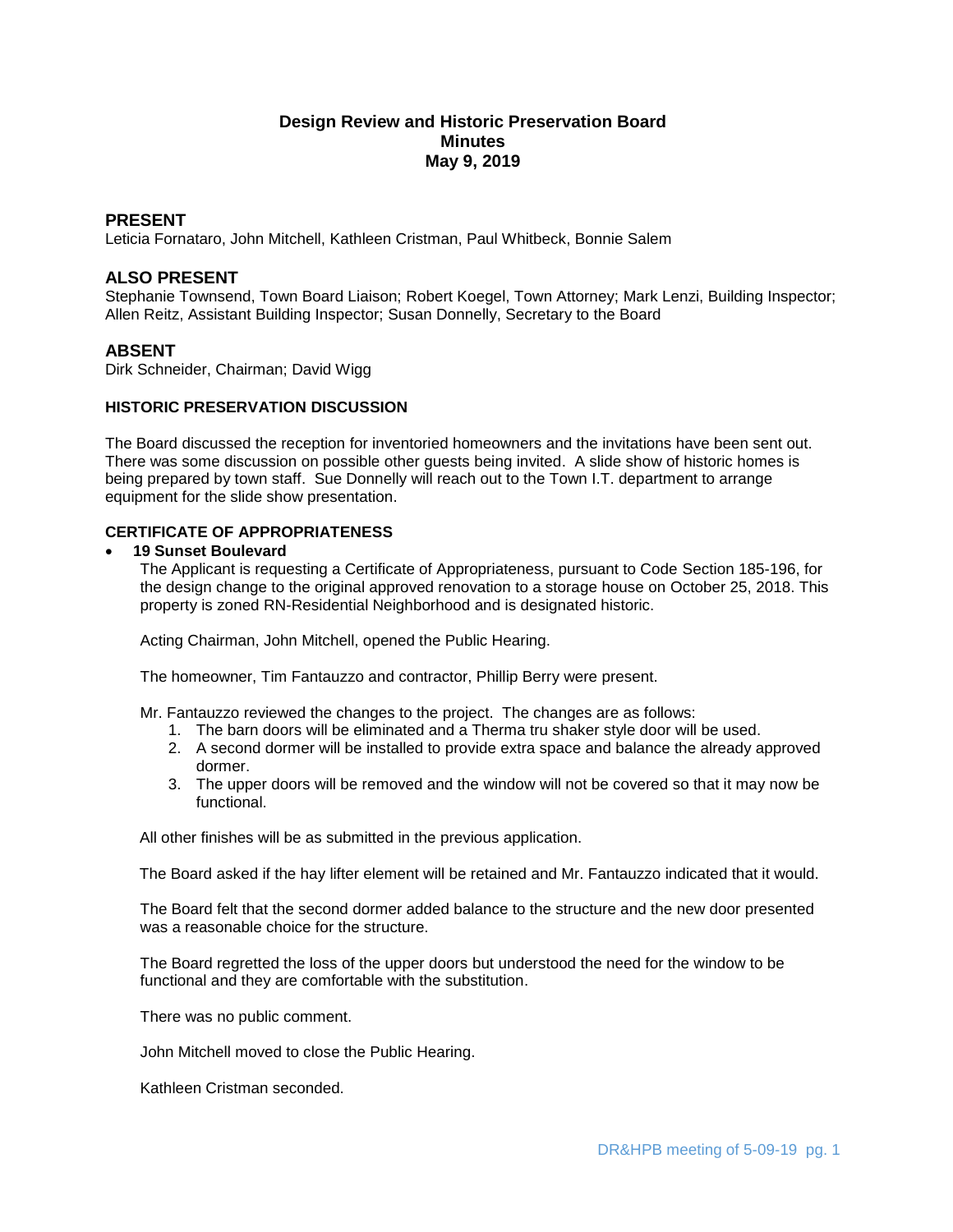# Design Review and Historic Preservation Board
## Minutes
## May 9, 2019

## PRESENT

Leticia Fornataro, John Mitchell, Kathleen Cristman, Paul Whitbeck, Bonnie Salem

## ALSO PRESENT

Stephanie Townsend, Town Board Liaison; Robert Koegel, Town Attorney; Mark Lenzi, Building Inspector; Allen Reitz, Assistant Building Inspector; Susan Donnelly, Secretary to the Board

## ABSENT

Dirk Schneider, Chairman; David Wigg

### HISTORIC PRESERVATION DISCUSSION

The Board discussed the reception for inventoried homeowners and the invitations have been sent out. There was some discussion on possible other guests being invited. A slide show of historic homes is being prepared by town staff. Sue Donnelly will reach out to the Town I.T. department to arrange equipment for the slide show presentation.

### CERTIFICATE OF APPROPRIATENESS

- **19 Sunset Boulevard**

  The Applicant is requesting a Certificate of Appropriateness, pursuant to Code Section 185-196, for the design change to the original approved renovation to a storage house on October 25, 2018. This property is zoned RN-Residential Neighborhood and is designated historic.

  Acting Chairman, John Mitchell, opened the Public Hearing.

  The homeowner, Tim Fantauzzo and contractor, Phillip Berry were present.

  Mr. Fantauzzo reviewed the changes to the project. The changes are as follows:

  1. The barn doors will be eliminated and a Therma tru shaker style door will be used.
  2. A second dormer will be installed to provide extra space and balance the already approved dormer.
  3. The upper doors will be removed and the window will not be covered so that it may now be functional.

  All other finishes will be as submitted in the previous application.

  The Board asked if the hay lifter element will be retained and Mr. Fantauzzo indicated that it would.

  The Board felt that the second dormer added balance to the structure and the new door presented was a reasonable choice for the structure.

  The Board regretted the loss of the upper doors but understood the need for the window to be functional and they are comfortable with the substitution.

  There was no public comment.

  John Mitchell moved to close the Public Hearing.

  Kathleen Cristman seconded.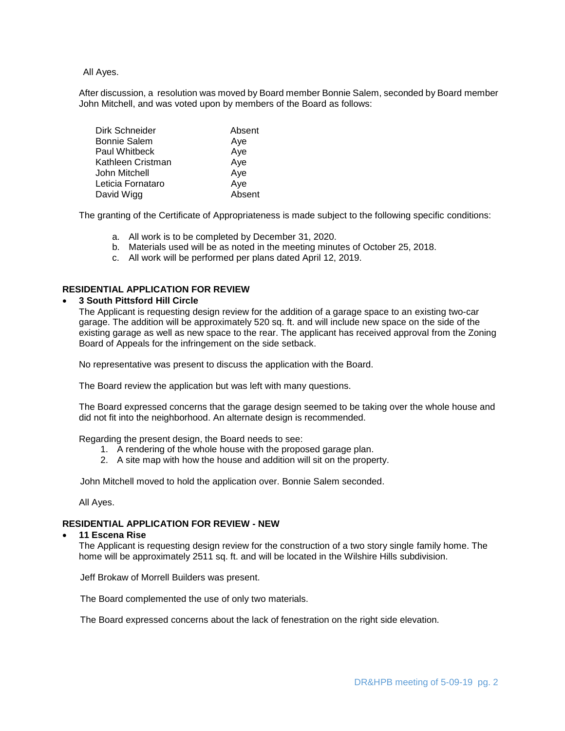All Ayes.

After discussion, a resolution was moved by Board member Bonnie Salem, seconded by Board member John Mitchell, and was voted upon by members of the Board as follows:

| | |
|---|---|
| Dirk Schneider | Absent |
| Bonnie Salem | Aye |
| Paul Whitbeck | Aye |
| Kathleen Cristman | Aye |
| John Mitchell | Aye |
| Leticia Fornataro | Aye |
| David Wigg | Absent |

The granting of the Certificate of Appropriateness is made subject to the following specific conditions:

a. All work is to be completed by December 31, 2020.
b. Materials used will be as noted in the meeting minutes of October 25, 2018.
c. All work will be performed per plans dated April 12, 2019.

**RESIDENTIAL APPLICATION FOR REVIEW**

- **3 South Pittsford Hill Circle**

  The Applicant is requesting design review for the addition of a garage space to an existing two-car garage. The addition will be approximately 520 sq. ft. and will include new space on the side of the existing garage as well as new space to the rear. The applicant has received approval from the Zoning Board of Appeals for the infringement on the side setback.

  No representative was present to discuss the application with the Board.

  The Board review the application but was left with many questions.

  The Board expressed concerns that the garage design seemed to be taking over the whole house and did not fit into the neighborhood. An alternate design is recommended.

  Regarding the present design, the Board needs to see:
  1. A rendering of the whole house with the proposed garage plan.
  2. A site map with how the house and addition will sit on the property.

  John Mitchell moved to hold the application over. Bonnie Salem seconded.

  All Ayes.

**RESIDENTIAL APPLICATION FOR REVIEW - NEW**

- **11 Escena Rise**

  The Applicant is requesting design review for the construction of a two story single family home. The home will be approximately 2511 sq. ft. and will be located in the Wilshire Hills subdivision.

  Jeff Brokaw of Morrell Builders was present.

  The Board complemented the use of only two materials.

  The Board expressed concerns about the lack of fenestration on the right side elevation.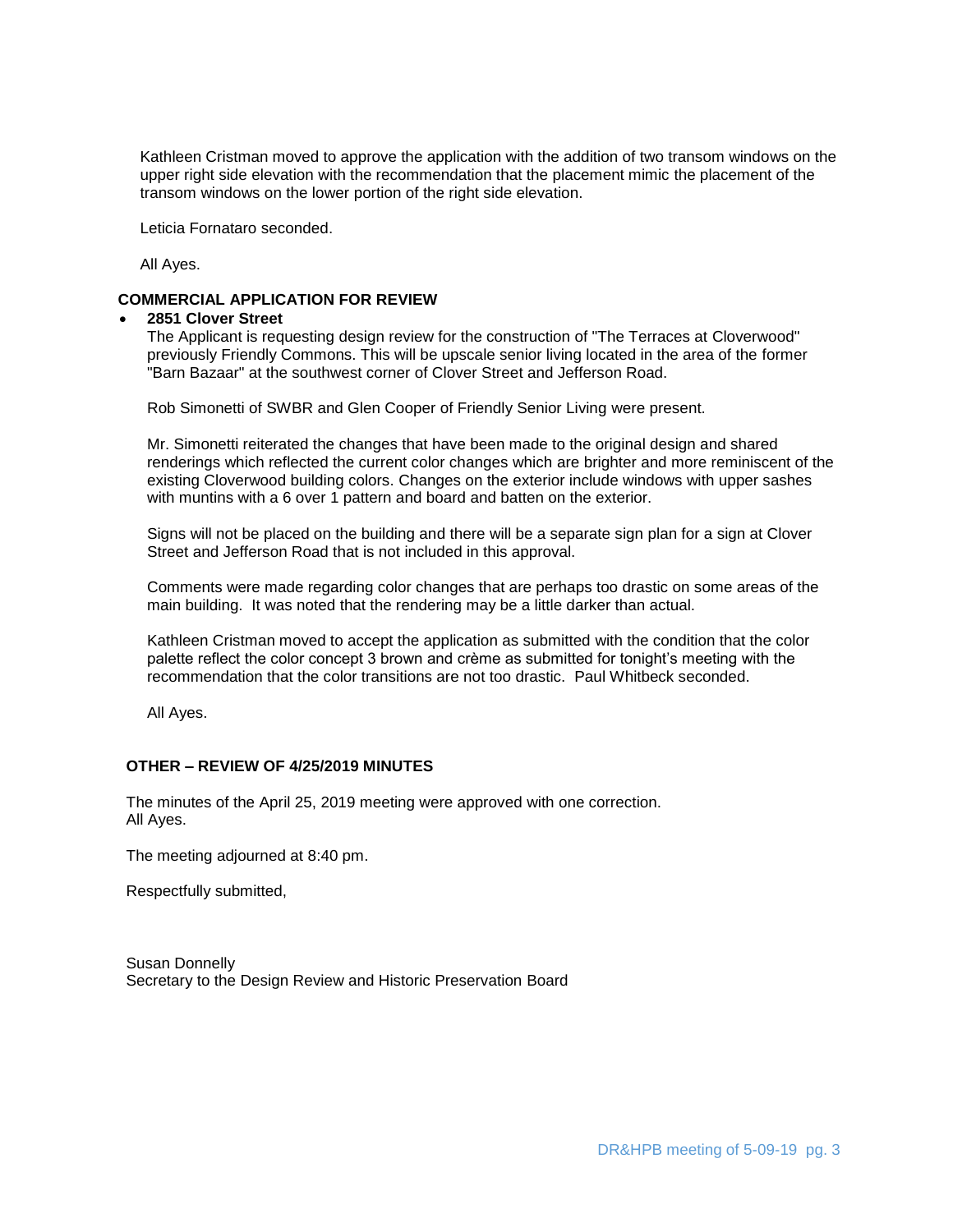Kathleen Cristman moved to approve the application with the addition of two transom windows on the upper right side elevation with the recommendation that the placement mimic the placement of the transom windows on the lower portion of the right side elevation.

Leticia Fornataro seconded.

All Ayes.

**COMMERCIAL APPLICATION FOR REVIEW**

- **2851 Clover Street**

  The Applicant is requesting design review for the construction of "The Terraces at Cloverwood" previously Friendly Commons. This will be upscale senior living located in the area of the former "Barn Bazaar" at the southwest corner of Clover Street and Jefferson Road.

  Rob Simonetti of SWBR and Glen Cooper of Friendly Senior Living were present.

  Mr. Simonetti reiterated the changes that have been made to the original design and shared renderings which reflected the current color changes which are brighter and more reminiscent of the existing Cloverwood building colors. Changes on the exterior include windows with upper sashes with muntins with a 6 over 1 pattern and board and batten on the exterior.

  Signs will not be placed on the building and there will be a separate sign plan for a sign at Clover Street and Jefferson Road that is not included in this approval.

  Comments were made regarding color changes that are perhaps too drastic on some areas of the main building. It was noted that the rendering may be a little darker than actual.

  Kathleen Cristman moved to accept the application as submitted with the condition that the color palette reflect the color concept 3 brown and crème as submitted for tonight's meeting with the recommendation that the color transitions are not too drastic. Paul Whitbeck seconded.

  All Ayes.

**OTHER – REVIEW OF 4/25/2019 MINUTES**

The minutes of the April 25, 2019 meeting were approved with one correction.
All Ayes.

The meeting adjourned at 8:40 pm.

Respectfully submitted,

Susan Donnelly
Secretary to the Design Review and Historic Preservation Board